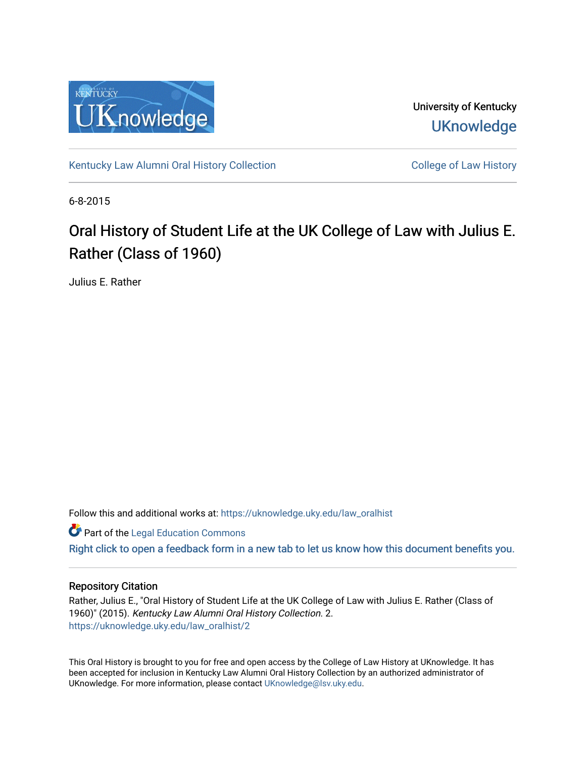University of Kentucky
UKnowledge

Kentucky Law Alumni Oral History Collection | College of Law History

6-8-2015

# Oral History of Student Life at the UK College of Law with Julius E. Rather (Class of 1960)

Julius E. Rather

Follow this and additional works at: https://uknowledge.uky.edu/law_oralhist

Part of the Legal Education Commons

Right click to open a feedback form in a new tab to let us know how this document benefits you.

## Repository Citation

Rather, Julius E., "Oral History of Student Life at the UK College of Law with Julius E. Rather (Class of 1960)" (2015). *Kentucky Law Alumni Oral History Collection*. 2.
https://uknowledge.uky.edu/law_oralhist/2

This Oral History is brought to you for free and open access by the College of Law History at UKnowledge. It has been accepted for inclusion in Kentucky Law Alumni Oral History Collection by an authorized administrator of UKnowledge. For more information, please contact UKnowledge@lsv.uky.edu.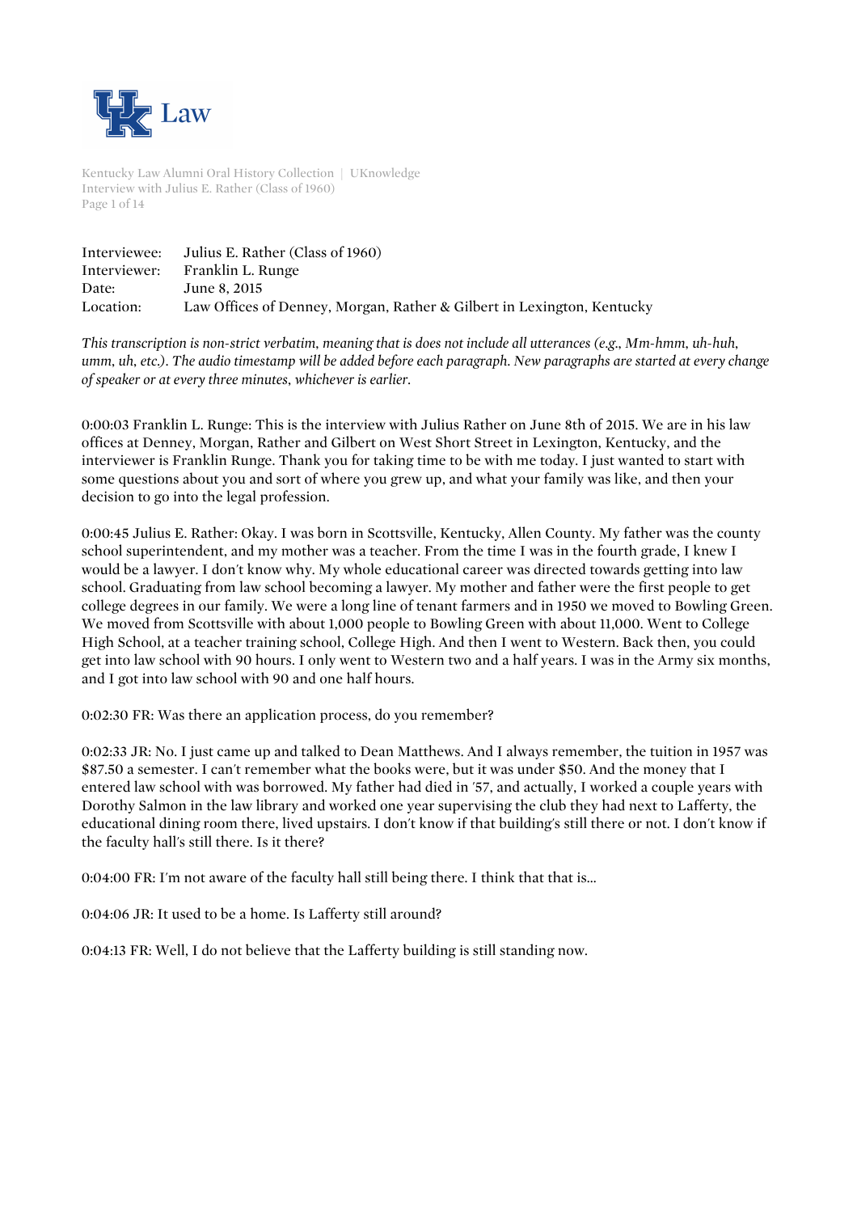Interviewee: Julius E. Rather (Class of 1960)
Interviewer: Franklin L. Runge
Date: June 8, 2015
Location: Law Offices of Denney, Morgan, Rather & Gilbert in Lexington, Kentucky

*This transcription is non-strict verbatim, meaning that is does not include all utterances (e.g., Mm-hmm, uh-huh, umm, uh, etc.). The audio timestamp will be added before each paragraph. New paragraphs are started at every change of speaker or at every three minutes, whichever is earlier.*

0:00:03 Franklin L. Runge: This is the interview with Julius Rather on June 8th of 2015. We are in his law offices at Denney, Morgan, Rather and Gilbert on West Short Street in Lexington, Kentucky, and the interviewer is Franklin Runge. Thank you for taking time to be with me today. I just wanted to start with some questions about you and sort of where you grew up, and what your family was like, and then your decision to go into the legal profession.

0:00:45 Julius E. Rather: Okay. I was born in Scottsville, Kentucky, Allen County. My father was the county school superintendent, and my mother was a teacher. From the time I was in the fourth grade, I knew I would be a lawyer. I don't know why. My whole educational career was directed towards getting into law school. Graduating from law school becoming a lawyer. My mother and father were the first people to get college degrees in our family. We were a long line of tenant farmers and in 1950 we moved to Bowling Green. We moved from Scottsville with about 1,000 people to Bowling Green with about 11,000. Went to College High School, at a teacher training school, College High. And then I went to Western. Back then, you could get into law school with 90 hours. I only went to Western two and a half years. I was in the Army six months, and I got into law school with 90 and one half hours.

0:02:30 FR: Was there an application process, do you remember?

0:02:33 JR: No. I just came up and talked to Dean Matthews. And I always remember, the tuition in 1957 was $87.50 a semester. I can't remember what the books were, but it was under $50. And the money that I entered law school with was borrowed. My father had died in '57, and actually, I worked a couple years with Dorothy Salmon in the law library and worked one year supervising the club they had next to Lafferty, the educational dining room there, lived upstairs. I don't know if that building's still there or not. I don't know if the faculty hall's still there. Is it there?

0:04:00 FR: I'm not aware of the faculty hall still being there. I think that that is...

0:04:06 JR: It used to be a home. Is Lafferty still around?

0:04:13 FR: Well, I do not believe that the Lafferty building is still standing now.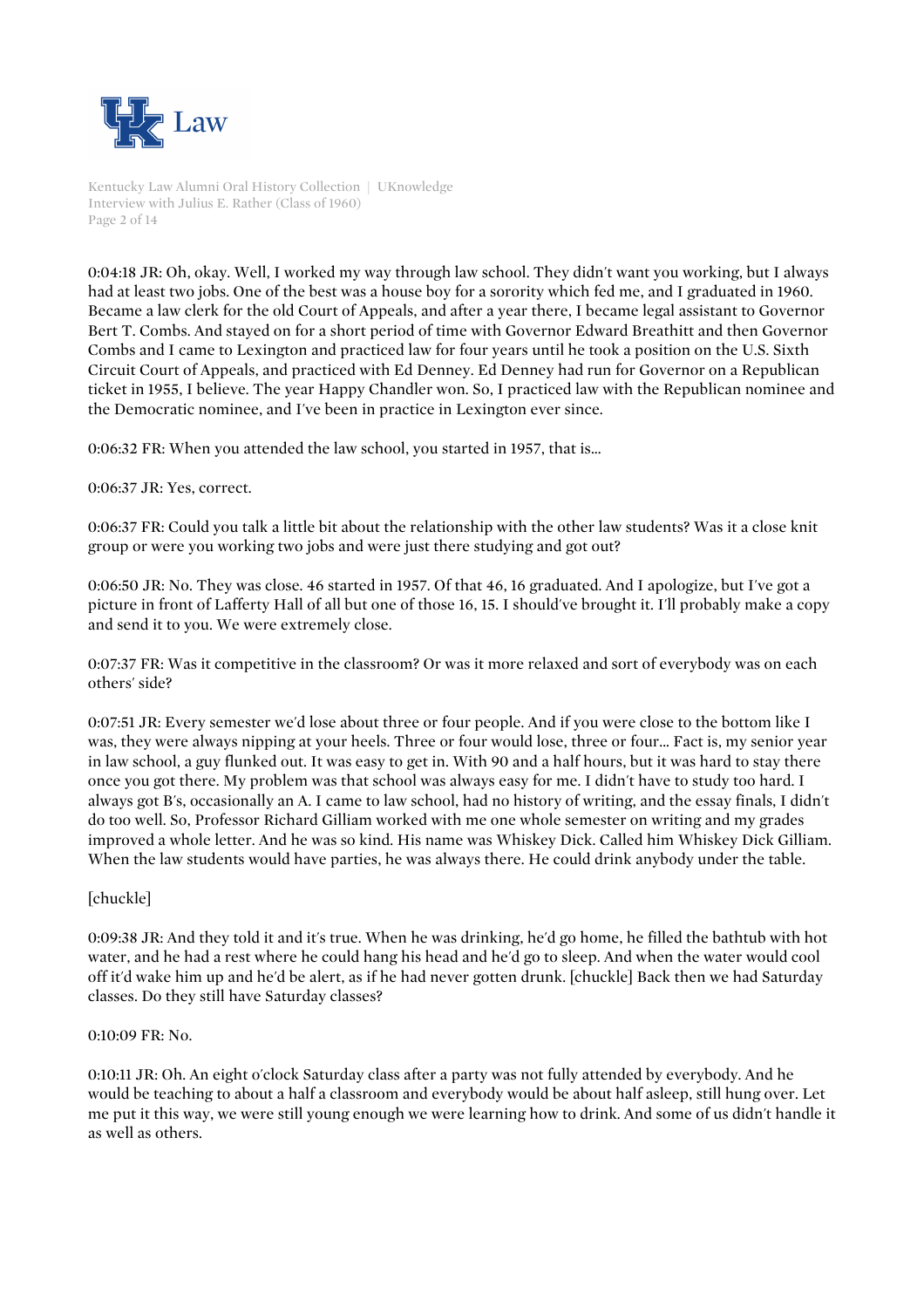0:04:18 JR: Oh, okay. Well, I worked my way through law school. They didn't want you working, but I always had at least two jobs. One of the best was a house boy for a sorority which fed me, and I graduated in 1960. Became a law clerk for the old Court of Appeals, and after a year there, I became legal assistant to Governor Bert T. Combs. And stayed on for a short period of time with Governor Edward Breathitt and then Governor Combs and I came to Lexington and practiced law for four years until he took a position on the U.S. Sixth Circuit Court of Appeals, and practiced with Ed Denney. Ed Denney had run for Governor on a Republican ticket in 1955, I believe. The year Happy Chandler won. So, I practiced law with the Republican nominee and the Democratic nominee, and I've been in practice in Lexington ever since.

0:06:32 FR: When you attended the law school, you started in 1957, that is...

0:06:37 JR: Yes, correct.

0:06:37 FR: Could you talk a little bit about the relationship with the other law students? Was it a close knit group or were you working two jobs and were just there studying and got out?

0:06:50 JR: No. They was close. 46 started in 1957. Of that 46, 16 graduated. And I apologize, but I've got a picture in front of Lafferty Hall of all but one of those 16, 15. I should've brought it. I'll probably make a copy and send it to you. We were extremely close.

0:07:37 FR: Was it competitive in the classroom? Or was it more relaxed and sort of everybody was on each others' side?

0:07:51 JR: Every semester we'd lose about three or four people. And if you were close to the bottom like I was, they were always nipping at your heels. Three or four would lose, three or four... Fact is, my senior year in law school, a guy flunked out. It was easy to get in. With 90 and a half hours, but it was hard to stay there once you got there. My problem was that school was always easy for me. I didn't have to study too hard. I always got B's, occasionally an A. I came to law school, had no history of writing, and the essay finals, I didn't do too well. So, Professor Richard Gilliam worked with me one whole semester on writing and my grades improved a whole letter. And he was so kind. His name was Whiskey Dick. Called him Whiskey Dick Gilliam. When the law students would have parties, he was always there. He could drink anybody under the table.

[chuckle]

0:09:38 JR: And they told it and it's true. When he was drinking, he'd go home, he filled the bathtub with hot water, and he had a rest where he could hang his head and he'd go to sleep. And when the water would cool off it'd wake him up and he'd be alert, as if he had never gotten drunk. [chuckle] Back then we had Saturday classes. Do they still have Saturday classes?

0:10:09 FR: No.

0:10:11 JR: Oh. An eight o'clock Saturday class after a party was not fully attended by everybody. And he would be teaching to about a half a classroom and everybody would be about half asleep, still hung over. Let me put it this way, we were still young enough we were learning how to drink. And some of us didn't handle it as well as others.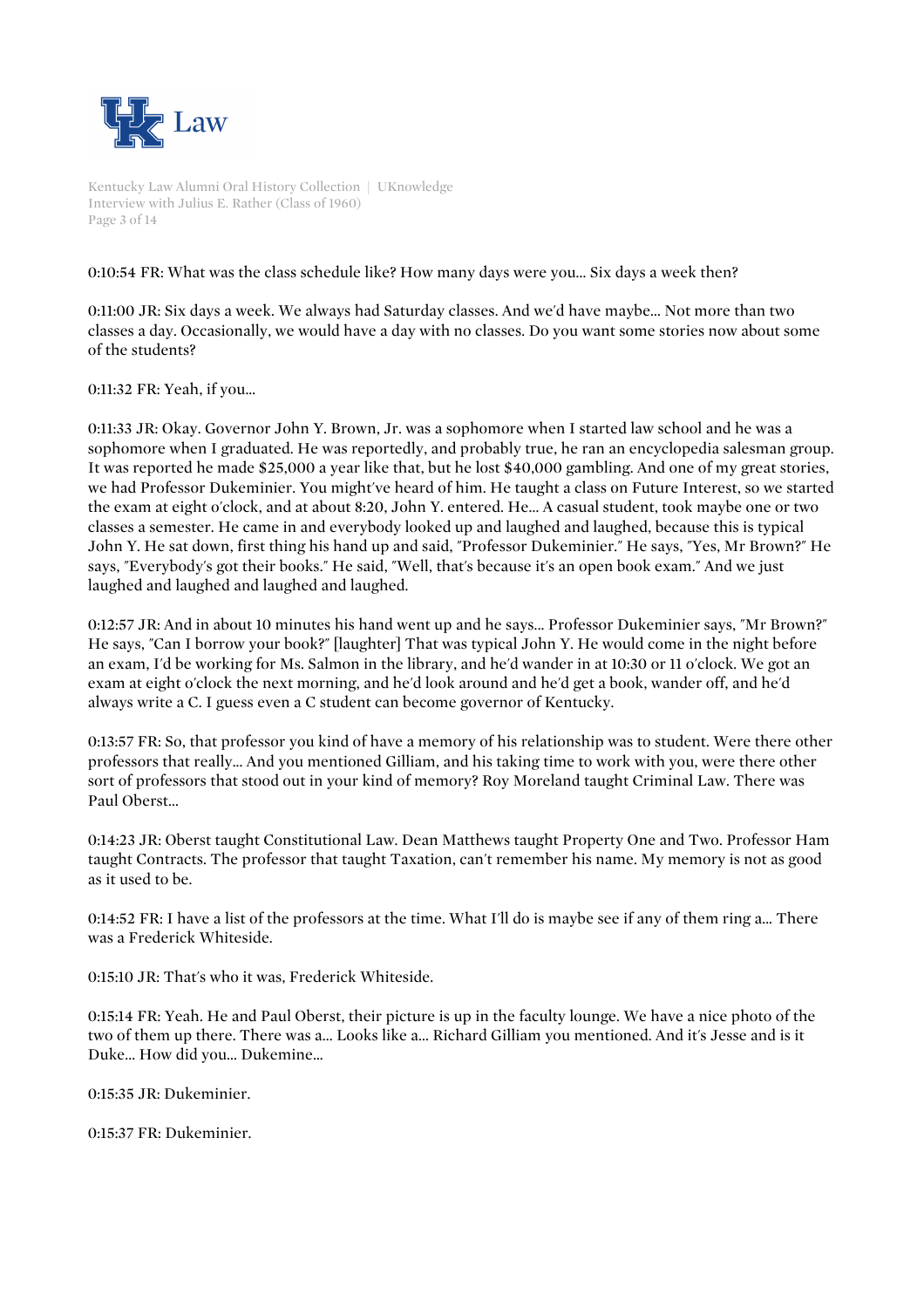0:10:54 FR: What was the class schedule like? How many days were you... Six days a week then?

0:11:00 JR: Six days a week. We always had Saturday classes. And we'd have maybe... Not more than two classes a day. Occasionally, we would have a day with no classes. Do you want some stories now about some of the students?

0:11:32 FR: Yeah, if you...

0:11:33 JR: Okay. Governor John Y. Brown, Jr. was a sophomore when I started law school and he was a sophomore when I graduated. He was reportedly, and probably true, he ran an encyclopedia salesman group. It was reported he made $25,000 a year like that, but he lost $40,000 gambling. And one of my great stories, we had Professor Dukeminier. You might've heard of him. He taught a class on Future Interest, so we started the exam at eight o'clock, and at about 8:20, John Y. entered. He... A casual student, took maybe one or two classes a semester. He came in and everybody looked up and laughed and laughed, because this is typical John Y. He sat down, first thing his hand up and said, "Professor Dukeminier." He says, "Yes, Mr Brown?" He says, "Everybody's got their books." He said, "Well, that's because it's an open book exam." And we just laughed and laughed and laughed and laughed.

0:12:57 JR: And in about 10 minutes his hand went up and he says... Professor Dukeminier says, "Mr Brown?" He says, "Can I borrow your book?" [laughter] That was typical John Y. He would come in the night before an exam, I'd be working for Ms. Salmon in the library, and he'd wander in at 10:30 or 11 o'clock. We got an exam at eight o'clock the next morning, and he'd look around and he'd get a book, wander off, and he'd always write a C. I guess even a C student can become governor of Kentucky.

0:13:57 FR: So, that professor you kind of have a memory of his relationship was to student. Were there other professors that really... And you mentioned Gilliam, and his taking time to work with you, were there other sort of professors that stood out in your kind of memory? Roy Moreland taught Criminal Law. There was Paul Oberst...

0:14:23 JR: Oberst taught Constitutional Law. Dean Matthews taught Property One and Two. Professor Ham taught Contracts. The professor that taught Taxation, can't remember his name. My memory is not as good as it used to be.

0:14:52 FR: I have a list of the professors at the time. What I'll do is maybe see if any of them ring a... There was a Frederick Whiteside.

0:15:10 JR: That's who it was, Frederick Whiteside.

0:15:14 FR: Yeah. He and Paul Oberst, their picture is up in the faculty lounge. We have a nice photo of the two of them up there. There was a... Looks like a... Richard Gilliam you mentioned. And it's Jesse and is it Duke... How did you... Dukemine...

0:15:35 JR: Dukeminier.

0:15:37 FR: Dukeminier.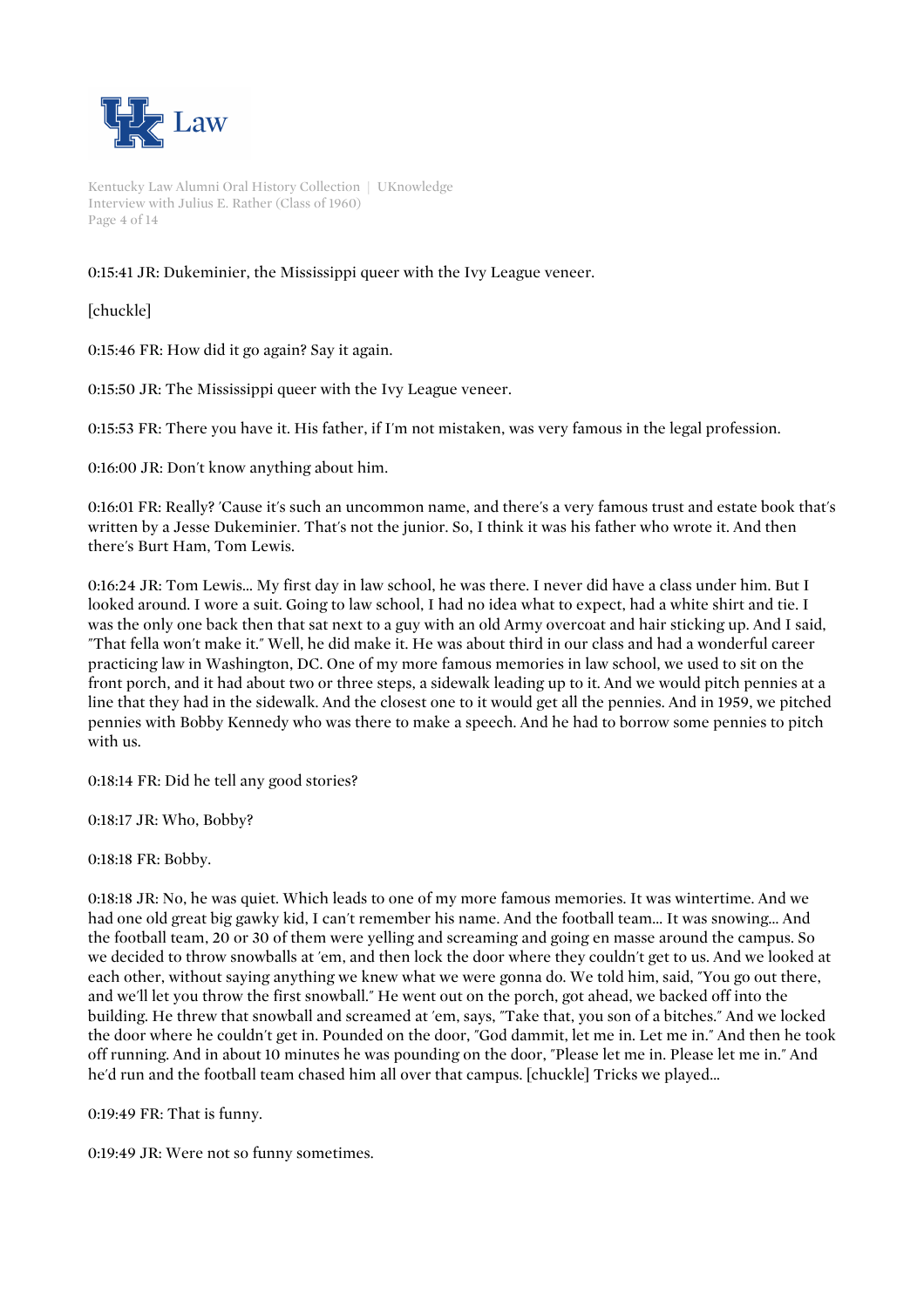0:15:41 JR: Dukeminier, the Mississippi queer with the Ivy League veneer.

[chuckle]

0:15:46 FR: How did it go again? Say it again.

0:15:50 JR: The Mississippi queer with the Ivy League veneer.

0:15:53 FR: There you have it. His father, if I'm not mistaken, was very famous in the legal profession.

0:16:00 JR: Don't know anything about him.

0:16:01 FR: Really? 'Cause it's such an uncommon name, and there's a very famous trust and estate book that's written by a Jesse Dukeminier. That's not the junior. So, I think it was his father who wrote it. And then there's Burt Ham, Tom Lewis.

0:16:24 JR: Tom Lewis... My first day in law school, he was there. I never did have a class under him. But I looked around. I wore a suit. Going to law school, I had no idea what to expect, had a white shirt and tie. I was the only one back then that sat next to a guy with an old Army overcoat and hair sticking up. And I said, "That fella won't make it." Well, he did make it. He was about third in our class and had a wonderful career practicing law in Washington, DC. One of my more famous memories in law school, we used to sit on the front porch, and it had about two or three steps, a sidewalk leading up to it. And we would pitch pennies at a line that they had in the sidewalk. And the closest one to it would get all the pennies. And in 1959, we pitched pennies with Bobby Kennedy who was there to make a speech. And he had to borrow some pennies to pitch with us.

0:18:14 FR: Did he tell any good stories?

0:18:17 JR: Who, Bobby?

0:18:18 FR: Bobby.

0:18:18 JR: No, he was quiet. Which leads to one of my more famous memories. It was wintertime. And we had one old great big gawky kid, I can't remember his name. And the football team... It was snowing... And the football team, 20 or 30 of them were yelling and screaming and going en masse around the campus. So we decided to throw snowballs at 'em, and then lock the door where they couldn't get to us. And we looked at each other, without saying anything we knew what we were gonna do. We told him, said, "You go out there, and we'll let you throw the first snowball." He went out on the porch, got ahead, we backed off into the building. He threw that snowball and screamed at 'em, says, "Take that, you son of a bitches." And we locked the door where he couldn't get in. Pounded on the door, "God dammit, let me in. Let me in." And then he took off running. And in about 10 minutes he was pounding on the door, "Please let me in. Please let me in." And he'd run and the football team chased him all over that campus. [chuckle] Tricks we played...

0:19:49 FR: That is funny.

0:19:49 JR: Were not so funny sometimes.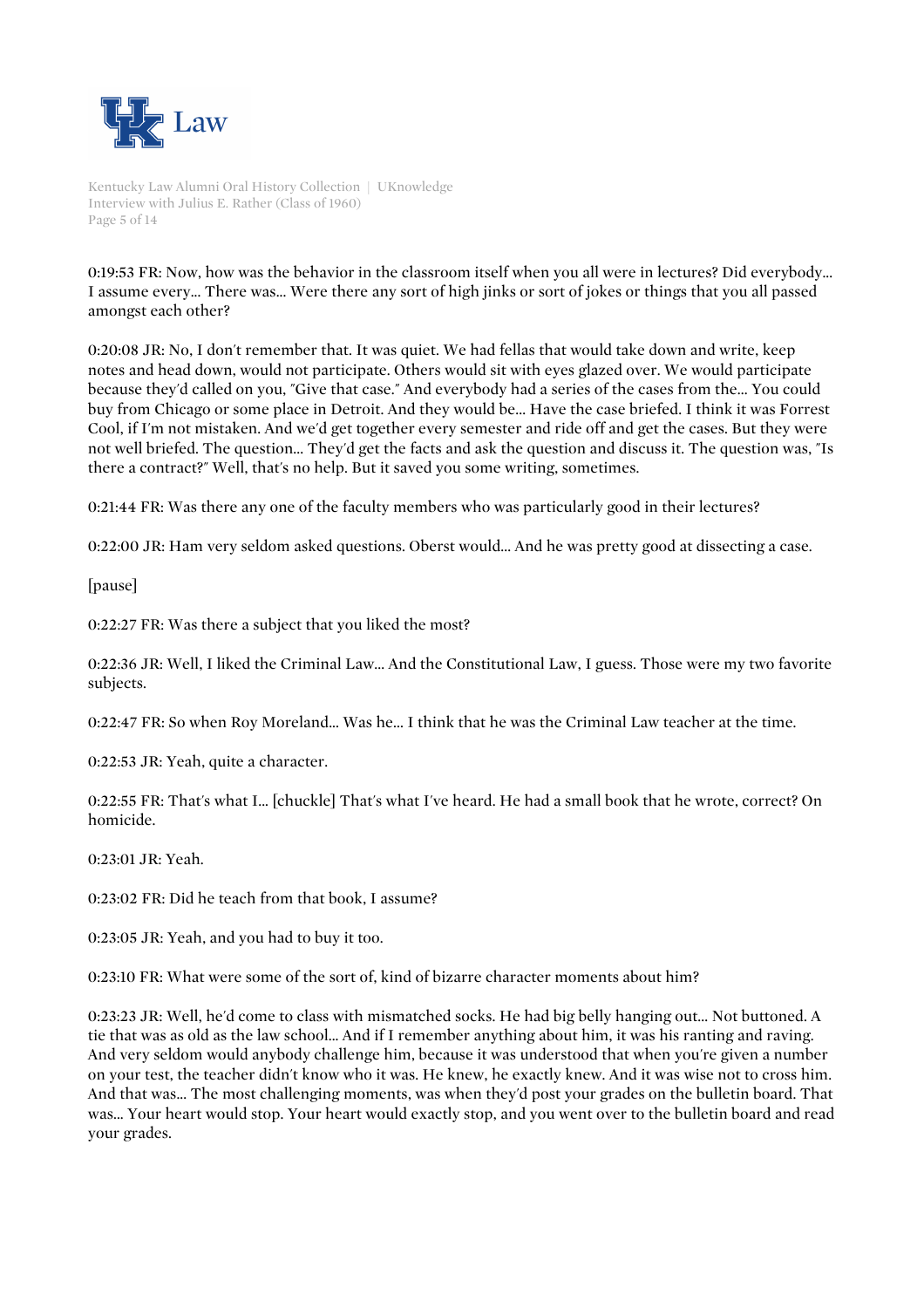0:19:53 FR: Now, how was the behavior in the classroom itself when you all were in lectures? Did everybody... I assume every... There was... Were there any sort of high jinks or sort of jokes or things that you all passed amongst each other?

0:20:08 JR: No, I don't remember that. It was quiet. We had fellas that would take down and write, keep notes and head down, would not participate. Others would sit with eyes glazed over. We would participate because they'd called on you, "Give that case." And everybody had a series of the cases from the... You could buy from Chicago or some place in Detroit. And they would be... Have the case briefed. I think it was Forrest Cool, if I'm not mistaken. And we'd get together every semester and ride off and get the cases. But they were not well briefed. The question... They'd get the facts and ask the question and discuss it. The question was, "Is there a contract?" Well, that's no help. But it saved you some writing, sometimes.

0:21:44 FR: Was there any one of the faculty members who was particularly good in their lectures?

0:22:00 JR: Ham very seldom asked questions. Oberst would... And he was pretty good at dissecting a case.

[pause]

0:22:27 FR: Was there a subject that you liked the most?

0:22:36 JR: Well, I liked the Criminal Law... And the Constitutional Law, I guess. Those were my two favorite subjects.

0:22:47 FR: So when Roy Moreland... Was he... I think that he was the Criminal Law teacher at the time.

0:22:53 JR: Yeah, quite a character.

0:22:55 FR: That's what I... [chuckle] That's what I've heard. He had a small book that he wrote, correct? On homicide.

0:23:01 JR: Yeah.

0:23:02 FR: Did he teach from that book, I assume?

0:23:05 JR: Yeah, and you had to buy it too.

0:23:10 FR: What were some of the sort of, kind of bizarre character moments about him?

0:23:23 JR: Well, he'd come to class with mismatched socks. He had big belly hanging out... Not buttoned. A tie that was as old as the law school... And if I remember anything about him, it was his ranting and raving. And very seldom would anybody challenge him, because it was understood that when you're given a number on your test, the teacher didn't know who it was. He knew, he exactly knew. And it was wise not to cross him. And that was... The most challenging moments, was when they'd post your grades on the bulletin board. That was... Your heart would stop. Your heart would exactly stop, and you went over to the bulletin board and read your grades.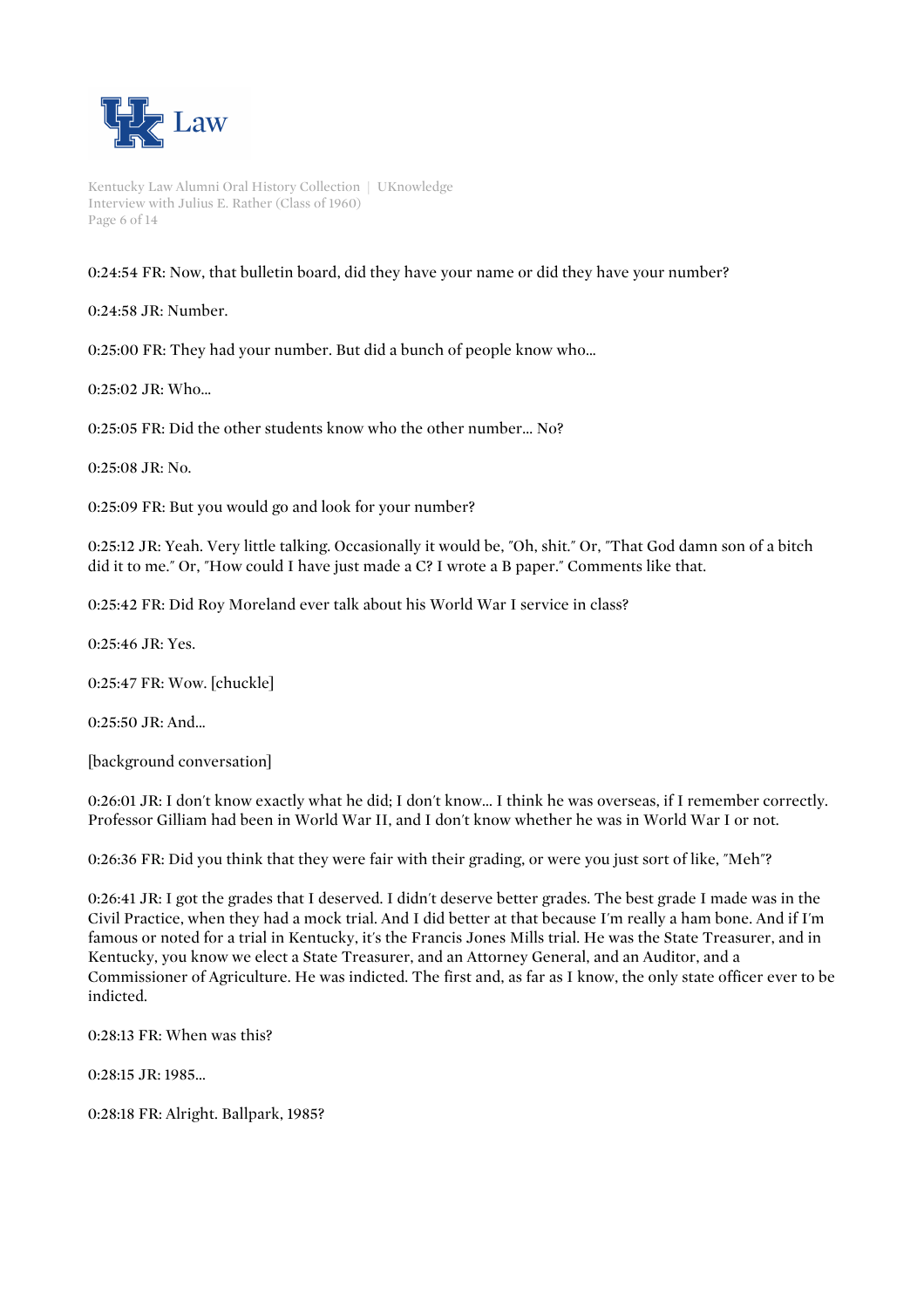0:24:54 FR: Now, that bulletin board, did they have your name or did they have your number?

0:24:58 JR: Number.

0:25:00 FR: They had your number. But did a bunch of people know who...

0:25:02 JR: Who...

0:25:05 FR: Did the other students know who the other number... No?

0:25:08 JR: No.

0:25:09 FR: But you would go and look for your number?

0:25:12 JR: Yeah. Very little talking. Occasionally it would be, "Oh, shit." Or, "That God damn son of a bitch did it to me." Or, "How could I have just made a C? I wrote a B paper." Comments like that.

0:25:42 FR: Did Roy Moreland ever talk about his World War I service in class?

0:25:46 JR: Yes.

0:25:47 FR: Wow. [chuckle]

0:25:50 JR: And...

[background conversation]

0:26:01 JR: I don't know exactly what he did; I don't know... I think he was overseas, if I remember correctly. Professor Gilliam had been in World War II, and I don't know whether he was in World War I or not.

0:26:36 FR: Did you think that they were fair with their grading, or were you just sort of like, "Meh"?

0:26:41 JR: I got the grades that I deserved. I didn't deserve better grades. The best grade I made was in the Civil Practice, when they had a mock trial. And I did better at that because I'm really a ham bone. And if I'm famous or noted for a trial in Kentucky, it's the Francis Jones Mills trial. He was the State Treasurer, and in Kentucky, you know we elect a State Treasurer, and an Attorney General, and an Auditor, and a Commissioner of Agriculture. He was indicted. The first and, as far as I know, the only state officer ever to be indicted.

0:28:13 FR: When was this?

0:28:15 JR: 1985...

0:28:18 FR: Alright. Ballpark, 1985?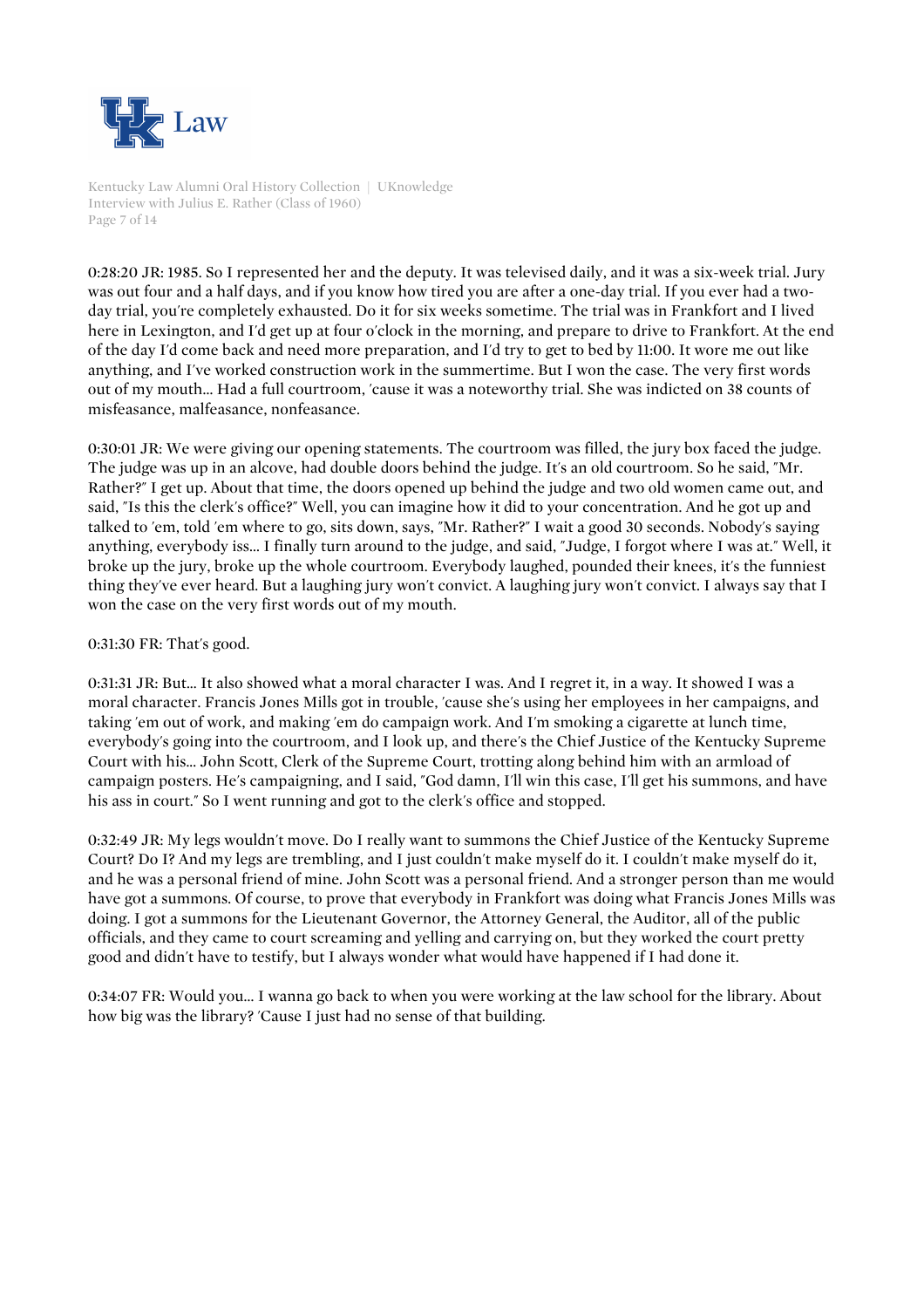0:28:20 JR: 1985. So I represented her and the deputy. It was televised daily, and it was a six-week trial. Jury was out four and a half days, and if you know how tired you are after a one-day trial. If you ever had a two-day trial, you're completely exhausted. Do it for six weeks sometime. The trial was in Frankfort and I lived here in Lexington, and I'd get up at four o'clock in the morning, and prepare to drive to Frankfort. At the end of the day I'd come back and need more preparation, and I'd try to get to bed by 11:00. It wore me out like anything, and I've worked construction work in the summertime. But I won the case. The very first words out of my mouth... Had a full courtroom, 'cause it was a noteworthy trial. She was indicted on 38 counts of misfeasance, malfeasance, nonfeasance.

0:30:01 JR: We were giving our opening statements. The courtroom was filled, the jury box faced the judge. The judge was up in an alcove, had double doors behind the judge. It's an old courtroom. So he said, "Mr. Rather?" I get up. About that time, the doors opened up behind the judge and two old women came out, and said, "Is this the clerk's office?" Well, you can imagine how it did to your concentration. And he got up and talked to 'em, told 'em where to go, sits down, says, "Mr. Rather?" I wait a good 30 seconds. Nobody's saying anything, everybody iss... I finally turn around to the judge, and said, "Judge, I forgot where I was at." Well, it broke up the jury, broke up the whole courtroom. Everybody laughed, pounded their knees, it's the funniest thing they've ever heard. But a laughing jury won't convict. A laughing jury won't convict. I always say that I won the case on the very first words out of my mouth.

0:31:30 FR: That's good.

0:31:31 JR: But... It also showed what a moral character I was. And I regret it, in a way. It showed I was a moral character. Francis Jones Mills got in trouble, 'cause she's using her employees in her campaigns, and taking 'em out of work, and making 'em do campaign work. And I'm smoking a cigarette at lunch time, everybody's going into the courtroom, and I look up, and there's the Chief Justice of the Kentucky Supreme Court with his... John Scott, Clerk of the Supreme Court, trotting along behind him with an armload of campaign posters. He's campaigning, and I said, "God damn, I'll win this case, I'll get his summons, and have his ass in court." So I went running and got to the clerk's office and stopped.

0:32:49 JR: My legs wouldn't move. Do I really want to summons the Chief Justice of the Kentucky Supreme Court? Do I? And my legs are trembling, and I just couldn't make myself do it. I couldn't make myself do it, and he was a personal friend of mine. John Scott was a personal friend. And a stronger person than me would have got a summons. Of course, to prove that everybody in Frankfort was doing what Francis Jones Mills was doing. I got a summons for the Lieutenant Governor, the Attorney General, the Auditor, all of the public officials, and they came to court screaming and yelling and carrying on, but they worked the court pretty good and didn't have to testify, but I always wonder what would have happened if I had done it.

0:34:07 FR: Would you... I wanna go back to when you were working at the law school for the library. About how big was the library? 'Cause I just had no sense of that building.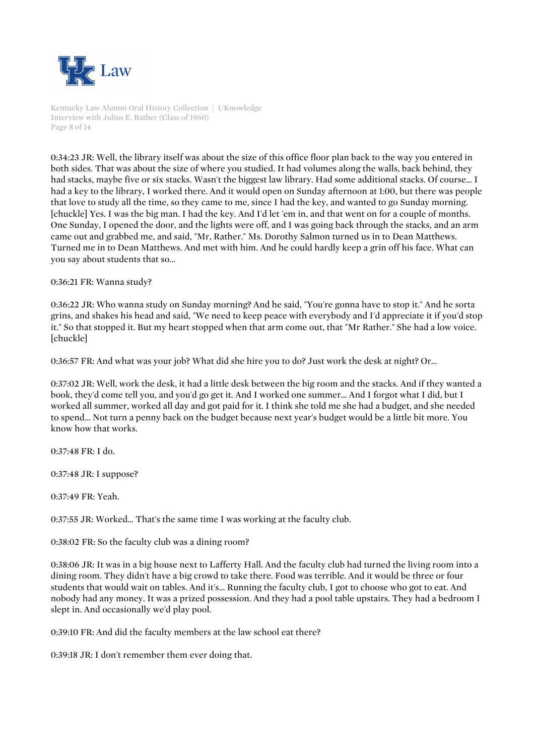0:34:23 JR: Well, the library itself was about the size of this office floor plan back to the way you entered in both sides. That was about the size of where you studied. It had volumes along the walls, back behind, they had stacks, maybe five or six stacks. Wasn't the biggest law library. Had some additional stacks. Of course... I had a key to the library, I worked there. And it would open on Sunday afternoon at 1:00, but there was people that love to study all the time, so they came to me, since I had the key, and wanted to go Sunday morning. [chuckle] Yes. I was the big man. I had the key. And I'd let 'em in, and that went on for a couple of months. One Sunday, I opened the door, and the lights were off, and I was going back through the stacks, and an arm came out and grabbed me, and said, "Mr, Rather." Ms. Dorothy Salmon turned us in to Dean Matthews. Turned me in to Dean Matthews. And met with him. And he could hardly keep a grin off his face. What can you say about students that so...

0:36:21 FR: Wanna study?

0:36:22 JR: Who wanna study on Sunday morning? And he said, "You're gonna have to stop it." And he sorta grins, and shakes his head and said, "We need to keep peace with everybody and I'd appreciate it if you'd stop it." So that stopped it. But my heart stopped when that arm come out, that "Mr Rather." She had a low voice. [chuckle]

0:36:57 FR: And what was your job? What did she hire you to do? Just work the desk at night? Or...

0:37:02 JR: Well, work the desk, it had a little desk between the big room and the stacks. And if they wanted a book, they'd come tell you, and you'd go get it. And I worked one summer... And I forgot what I did, but I worked all summer, worked all day and got paid for it. I think she told me she had a budget, and she needed to spend... Not turn a penny back on the budget because next year's budget would be a little bit more. You know how that works.

0:37:48 FR: I do.

0:37:48 JR: I suppose?

0:37:49 FR: Yeah.

0:37:55 JR: Worked... That's the same time I was working at the faculty club.

0:38:02 FR: So the faculty club was a dining room?

0:38:06 JR: It was in a big house next to Lafferty Hall. And the faculty club had turned the living room into a dining room. They didn't have a big crowd to take there. Food was terrible. And it would be three or four students that would wait on tables. And it's... Running the faculty club, I got to choose who got to eat. And nobody had any money. It was a prized possession. And they had a pool table upstairs. They had a bedroom I slept in. And occasionally we'd play pool.

0:39:10 FR: And did the faculty members at the law school eat there?

0:39:18 JR: I don't remember them ever doing that.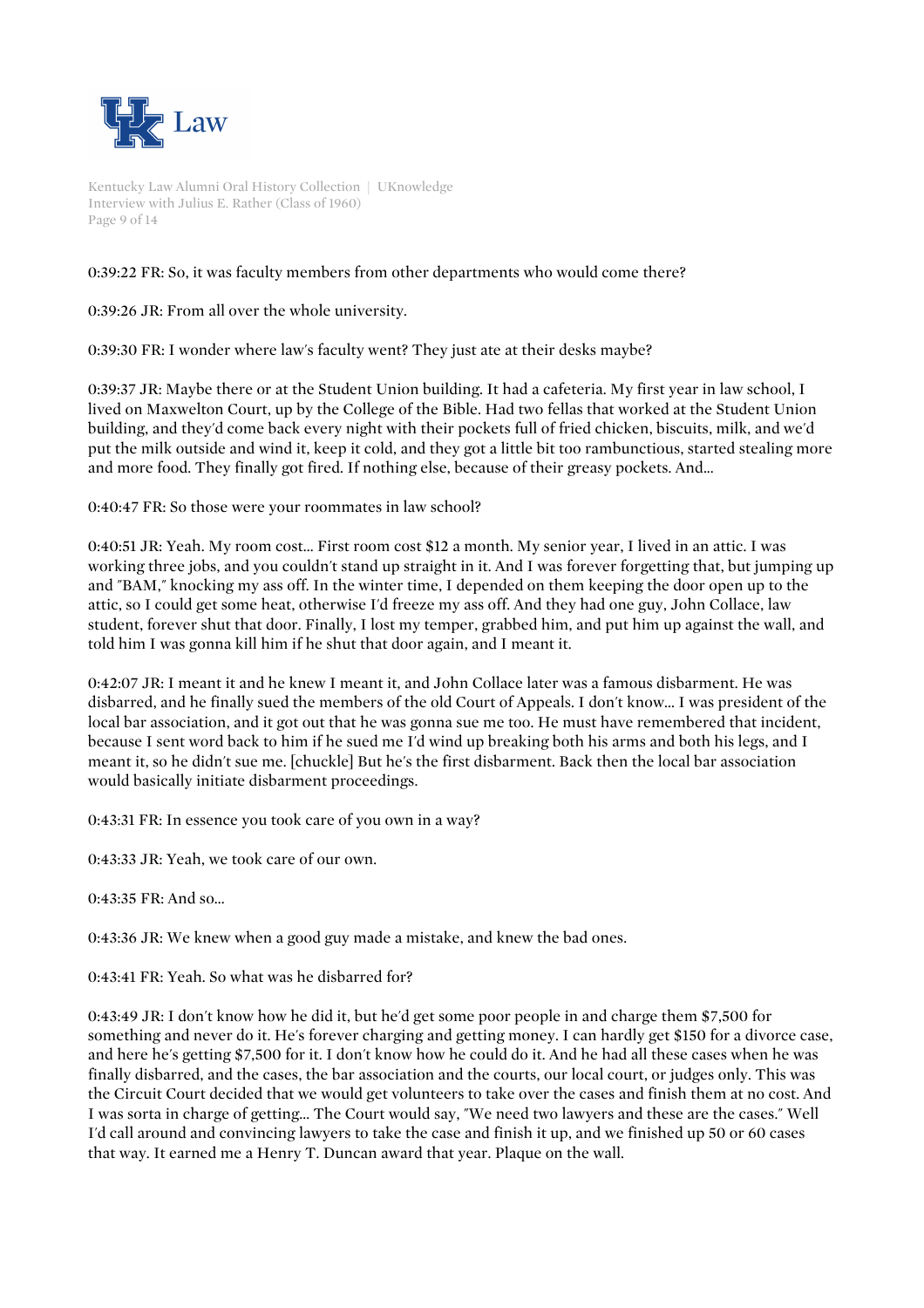0:39:22 FR: So, it was faculty members from other departments who would come there?

0:39:26 JR: From all over the whole university.

0:39:30 FR: I wonder where law's faculty went? They just ate at their desks maybe?

0:39:37 JR: Maybe there or at the Student Union building. It had a cafeteria. My first year in law school, I lived on Maxwelton Court, up by the College of the Bible. Had two fellas that worked at the Student Union building, and they'd come back every night with their pockets full of fried chicken, biscuits, milk, and we'd put the milk outside and wind it, keep it cold, and they got a little bit too rambunctious, started stealing more and more food. They finally got fired. If nothing else, because of their greasy pockets. And...

0:40:47 FR: So those were your roommates in law school?

0:40:51 JR: Yeah. My room cost... First room cost $12 a month. My senior year, I lived in an attic. I was working three jobs, and you couldn't stand up straight in it. And I was forever forgetting that, but jumping up and "BAM," knocking my ass off. In the winter time, I depended on them keeping the door open up to the attic, so I could get some heat, otherwise I'd freeze my ass off. And they had one guy, John Collace, law student, forever shut that door. Finally, I lost my temper, grabbed him, and put him up against the wall, and told him I was gonna kill him if he shut that door again, and I meant it.

0:42:07 JR: I meant it and he knew I meant it, and John Collace later was a famous disbarment. He was disbarred, and he finally sued the members of the old Court of Appeals. I don't know... I was president of the local bar association, and it got out that he was gonna sue me too. He must have remembered that incident, because I sent word back to him if he sued me I'd wind up breaking both his arms and both his legs, and I meant it, so he didn't sue me. [chuckle] But he's the first disbarment. Back then the local bar association would basically initiate disbarment proceedings.

0:43:31 FR: In essence you took care of you own in a way?

0:43:33 JR: Yeah, we took care of our own.

0:43:35 FR: And so...

0:43:36 JR: We knew when a good guy made a mistake, and knew the bad ones.

0:43:41 FR: Yeah. So what was he disbarred for?

0:43:49 JR: I don't know how he did it, but he'd get some poor people in and charge them $7,500 for something and never do it. He's forever charging and getting money. I can hardly get $150 for a divorce case, and here he's getting $7,500 for it. I don't know how he could do it. And he had all these cases when he was finally disbarred, and the cases, the bar association and the courts, our local court, or judges only. This was the Circuit Court decided that we would get volunteers to take over the cases and finish them at no cost. And I was sorta in charge of getting... The Court would say, "We need two lawyers and these are the cases." Well I'd call around and convincing lawyers to take the case and finish it up, and we finished up 50 or 60 cases that way. It earned me a Henry T. Duncan award that year. Plaque on the wall.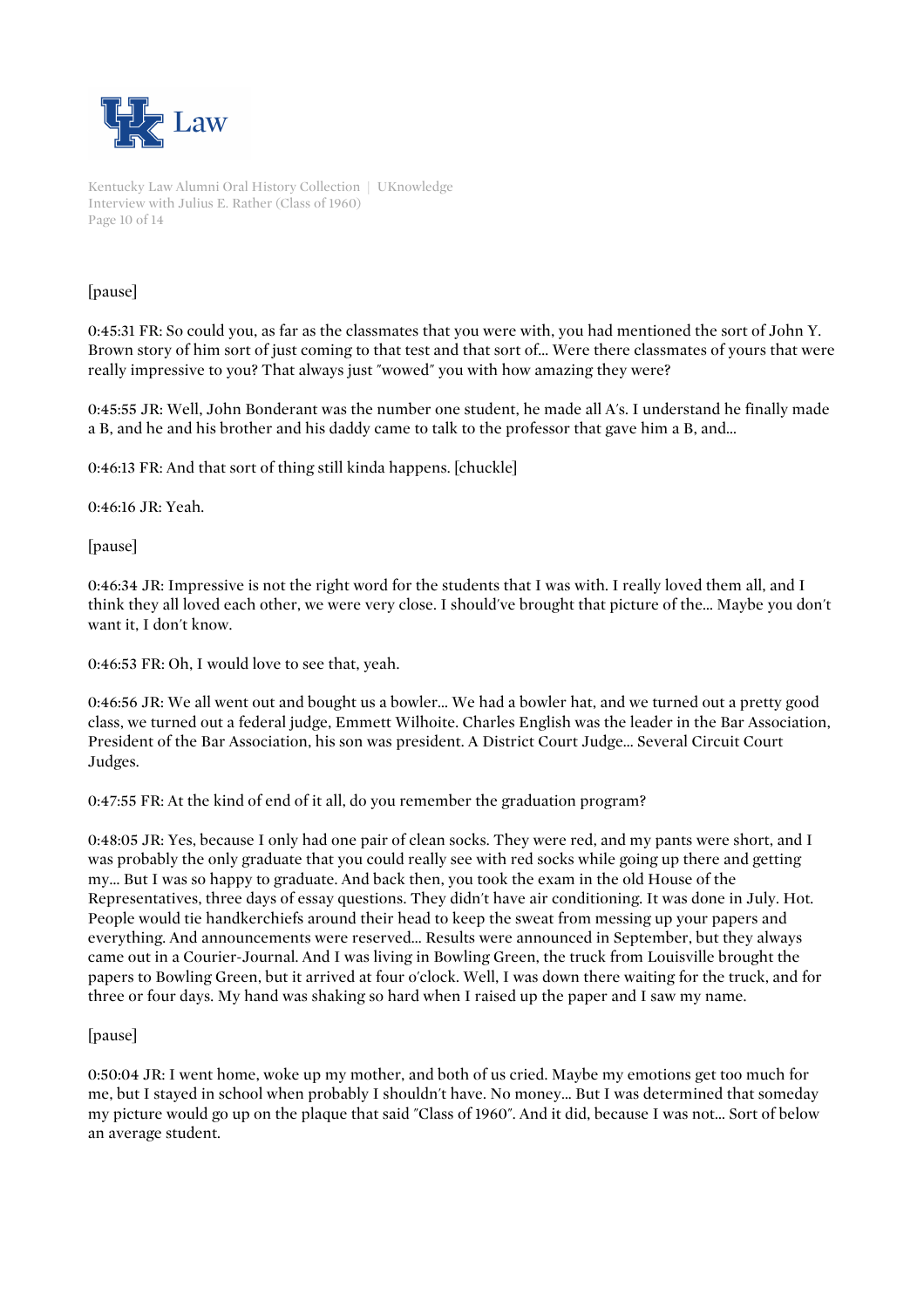[pause]

0:45:31 FR: So could you, as far as the classmates that you were with, you had mentioned the sort of John Y. Brown story of him sort of just coming to that test and that sort of... Were there classmates of yours that were really impressive to you? That always just "wowed" you with how amazing they were?

0:45:55 JR: Well, John Bonderant was the number one student, he made all A's. I understand he finally made a B, and he and his brother and his daddy came to talk to the professor that gave him a B, and...

0:46:13 FR: And that sort of thing still kinda happens. [chuckle]

0:46:16 JR: Yeah.

[pause]

0:46:34 JR: Impressive is not the right word for the students that I was with. I really loved them all, and I think they all loved each other, we were very close. I should've brought that picture of the... Maybe you don't want it, I don't know.

0:46:53 FR: Oh, I would love to see that, yeah.

0:46:56 JR: We all went out and bought us a bowler... We had a bowler hat, and we turned out a pretty good class, we turned out a federal judge, Emmett Wilhoite. Charles English was the leader in the Bar Association, President of the Bar Association, his son was president. A District Court Judge... Several Circuit Court Judges.

0:47:55 FR: At the kind of end of it all, do you remember the graduation program?

0:48:05 JR: Yes, because I only had one pair of clean socks. They were red, and my pants were short, and I was probably the only graduate that you could really see with red socks while going up there and getting my... But I was so happy to graduate. And back then, you took the exam in the old House of the Representatives, three days of essay questions. They didn't have air conditioning. It was done in July. Hot. People would tie handkerchiefs around their head to keep the sweat from messing up your papers and everything. And announcements were reserved... Results were announced in September, but they always came out in a Courier-Journal. And I was living in Bowling Green, the truck from Louisville brought the papers to Bowling Green, but it arrived at four o'clock. Well, I was down there waiting for the truck, and for three or four days. My hand was shaking so hard when I raised up the paper and I saw my name.

[pause]

0:50:04 JR: I went home, woke up my mother, and both of us cried. Maybe my emotions get too much for me, but I stayed in school when probably I shouldn't have. No money... But I was determined that someday my picture would go up on the plaque that said "Class of 1960". And it did, because I was not... Sort of below an average student.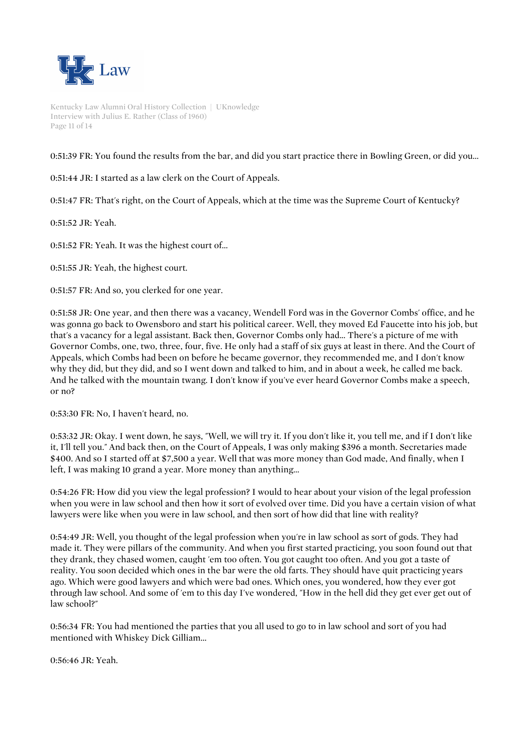0:51:39 FR: You found the results from the bar, and did you start practice there in Bowling Green, or did you...

0:51:44 JR: I started as a law clerk on the Court of Appeals.

0:51:47 FR: That's right, on the Court of Appeals, which at the time was the Supreme Court of Kentucky?

0:51:52 JR: Yeah.

0:51:52 FR: Yeah. It was the highest court of...

0:51:55 JR: Yeah, the highest court.

0:51:57 FR: And so, you clerked for one year.

0:51:58 JR: One year, and then there was a vacancy, Wendell Ford was in the Governor Combs' office, and he was gonna go back to Owensboro and start his political career. Well, they moved Ed Faucette into his job, but that's a vacancy for a legal assistant. Back then, Governor Combs only had... There's a picture of me with Governor Combs, one, two, three, four, five. He only had a staff of six guys at least in there. And the Court of Appeals, which Combs had been on before he became governor, they recommended me, and I don't know why they did, but they did, and so I went down and talked to him, and in about a week, he called me back. And he talked with the mountain twang. I don't know if you've ever heard Governor Combs make a speech, or no?

0:53:30 FR: No, I haven't heard, no.

0:53:32 JR: Okay. I went down, he says, "Well, we will try it. If you don't like it, you tell me, and if I don't like it, I'll tell you." And back then, on the Court of Appeals, I was only making $396 a month. Secretaries made $400. And so I started off at $7,500 a year. Well that was more money than God made, And finally, when I left, I was making 10 grand a year. More money than anything...

0:54:26 FR: How did you view the legal profession? I would to hear about your vision of the legal profession when you were in law school and then how it sort of evolved over time. Did you have a certain vision of what lawyers were like when you were in law school, and then sort of how did that line with reality?

0:54:49 JR: Well, you thought of the legal profession when you're in law school as sort of gods. They had made it. They were pillars of the community. And when you first started practicing, you soon found out that they drank, they chased women, caught 'em too often. You got caught too often. And you got a taste of reality. You soon decided which ones in the bar were the old farts. They should have quit practicing years ago. Which were good lawyers and which were bad ones. Which ones, you wondered, how they ever got through law school. And some of 'em to this day I've wondered, "How in the hell did they get ever get out of law school?"

0:56:34 FR: You had mentioned the parties that you all used to go to in law school and sort of you had mentioned with Whiskey Dick Gilliam...

0:56:46 JR: Yeah.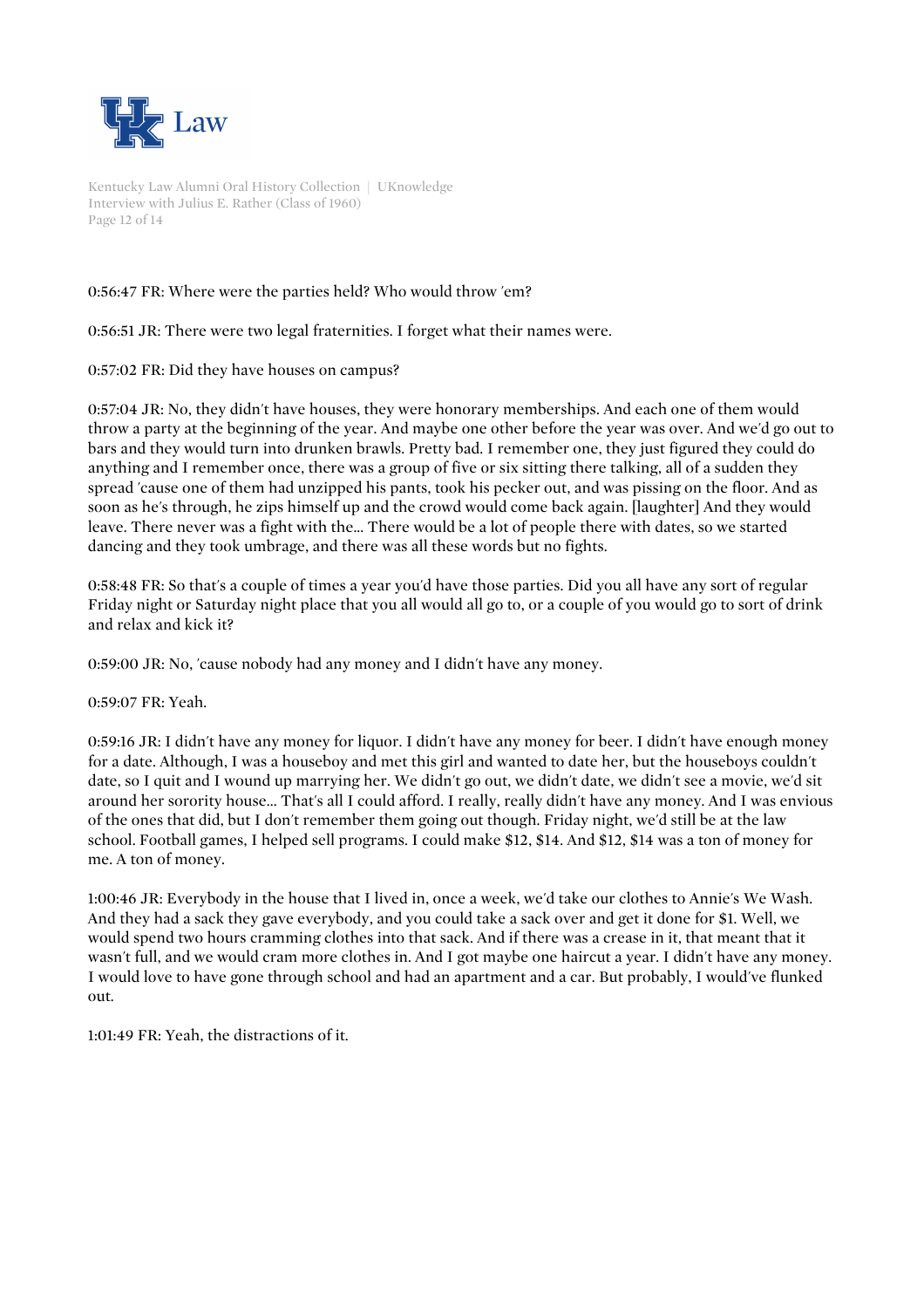0:56:47 FR: Where were the parties held? Who would throw 'em?

0:56:51 JR: There were two legal fraternities. I forget what their names were.

0:57:02 FR: Did they have houses on campus?

0:57:04 JR: No, they didn't have houses, they were honorary memberships. And each one of them would throw a party at the beginning of the year. And maybe one other before the year was over. And we'd go out to bars and they would turn into drunken brawls. Pretty bad. I remember one, they just figured they could do anything and I remember once, there was a group of five or six sitting there talking, all of a sudden they spread 'cause one of them had unzipped his pants, took his pecker out, and was pissing on the floor. And as soon as he's through, he zips himself up and the crowd would come back again. [laughter] And they would leave. There never was a fight with the... There would be a lot of people there with dates, so we started dancing and they took umbrage, and there was all these words but no fights.

0:58:48 FR: So that's a couple of times a year you'd have those parties. Did you all have any sort of regular Friday night or Saturday night place that you all would all go to, or a couple of you would go to sort of drink and relax and kick it?

0:59:00 JR: No, 'cause nobody had any money and I didn't have any money.

0:59:07 FR: Yeah.

0:59:16 JR: I didn't have any money for liquor. I didn't have any money for beer. I didn't have enough money for a date. Although, I was a houseboy and met this girl and wanted to date her, but the houseboys couldn't date, so I quit and I wound up marrying her. We didn't go out, we didn't date, we didn't see a movie, we'd sit around her sorority house... That's all I could afford. I really, really didn't have any money. And I was envious of the ones that did, but I don't remember them going out though. Friday night, we'd still be at the law school. Football games, I helped sell programs. I could make $12, $14. And $12, $14 was a ton of money for me. A ton of money.

1:00:46 JR: Everybody in the house that I lived in, once a week, we'd take our clothes to Annie's We Wash. And they had a sack they gave everybody, and you could take a sack over and get it done for $1. Well, we would spend two hours cramming clothes into that sack. And if there was a crease in it, that meant that it wasn't full, and we would cram more clothes in. And I got maybe one haircut a year. I didn't have any money. I would love to have gone through school and had an apartment and a car. But probably, I would've flunked out.

1:01:49 FR: Yeah, the distractions of it.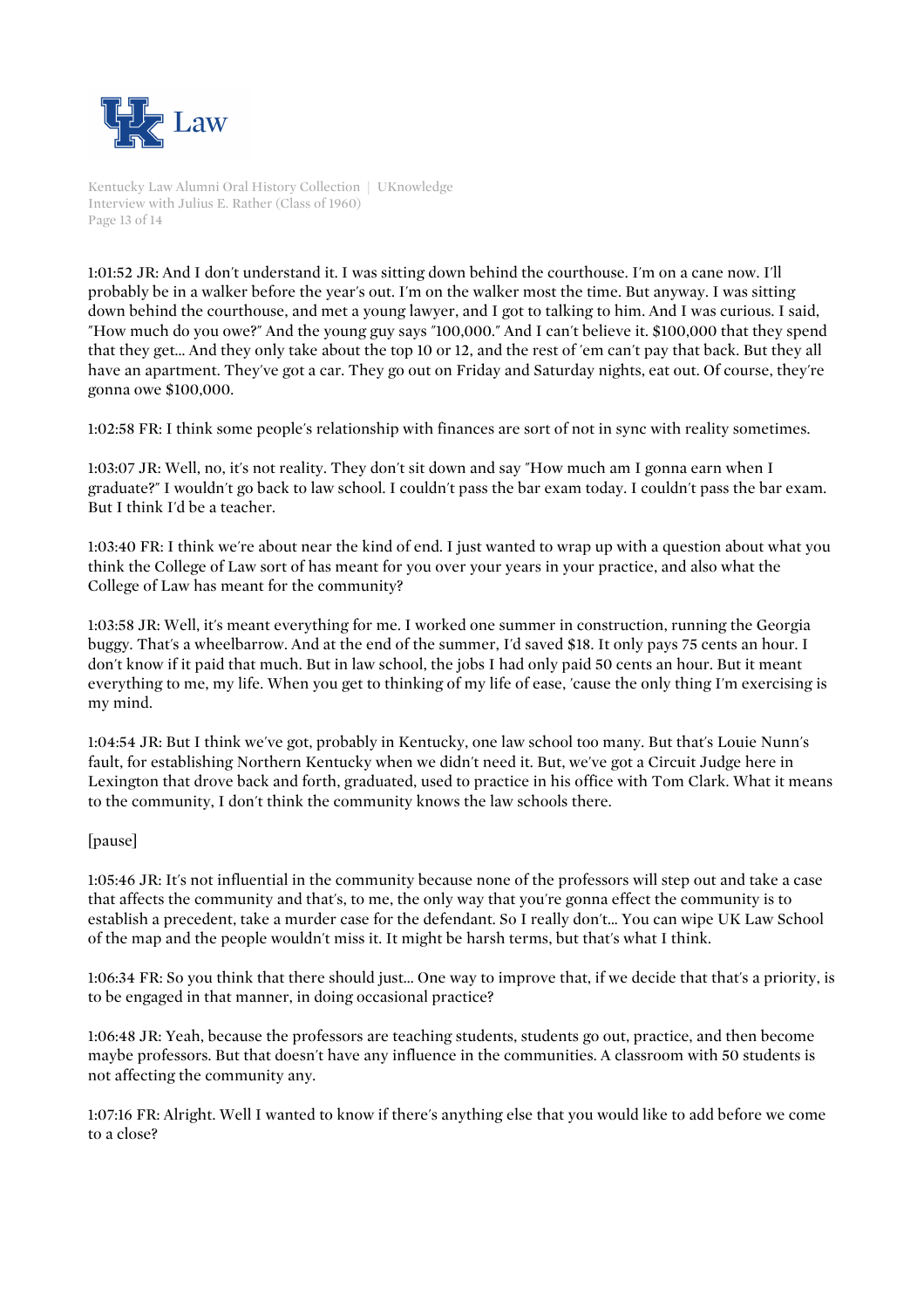1:01:52 JR: And I don't understand it. I was sitting down behind the courthouse. I'm on a cane now. I'll probably be in a walker before the year's out. I'm on the walker most the time. But anyway. I was sitting down behind the courthouse, and met a young lawyer, and I got to talking to him. And I was curious. I said, "How much do you owe?" And the young guy says "100,000." And I can't believe it. $100,000 that they spend that they get... And they only take about the top 10 or 12, and the rest of 'em can't pay that back. But they all have an apartment. They've got a car. They go out on Friday and Saturday nights, eat out. Of course, they're gonna owe $100,000.

1:02:58 FR: I think some people's relationship with finances are sort of not in sync with reality sometimes.

1:03:07 JR: Well, no, it's not reality. They don't sit down and say "How much am I gonna earn when I graduate?" I wouldn't go back to law school. I couldn't pass the bar exam today. I couldn't pass the bar exam. But I think I'd be a teacher.

1:03:40 FR: I think we're about near the kind of end. I just wanted to wrap up with a question about what you think the College of Law sort of has meant for you over your years in your practice, and also what the College of Law has meant for the community?

1:03:58 JR: Well, it's meant everything for me. I worked one summer in construction, running the Georgia buggy. That's a wheelbarrow. And at the end of the summer, I'd saved $18. It only pays 75 cents an hour. I don't know if it paid that much. But in law school, the jobs I had only paid 50 cents an hour. But it meant everything to me, my life. When you get to thinking of my life of ease, 'cause the only thing I'm exercising is my mind.

1:04:54 JR: But I think we've got, probably in Kentucky, one law school too many. But that's Louie Nunn's fault, for establishing Northern Kentucky when we didn't need it. But, we've got a Circuit Judge here in Lexington that drove back and forth, graduated, used to practice in his office with Tom Clark. What it means to the community, I don't think the community knows the law schools there.

[pause]

1:05:46 JR: It's not influential in the community because none of the professors will step out and take a case that affects the community and that's, to me, the only way that you're gonna effect the community is to establish a precedent, take a murder case for the defendant. So I really don't... You can wipe UK Law School of the map and the people wouldn't miss it. It might be harsh terms, but that's what I think.

1:06:34 FR: So you think that there should just... One way to improve that, if we decide that that's a priority, is to be engaged in that manner, in doing occasional practice?

1:06:48 JR: Yeah, because the professors are teaching students, students go out, practice, and then become maybe professors. But that doesn't have any influence in the communities. A classroom with 50 students is not affecting the community any.

1:07:16 FR: Alright. Well I wanted to know if there's anything else that you would like to add before we come to a close?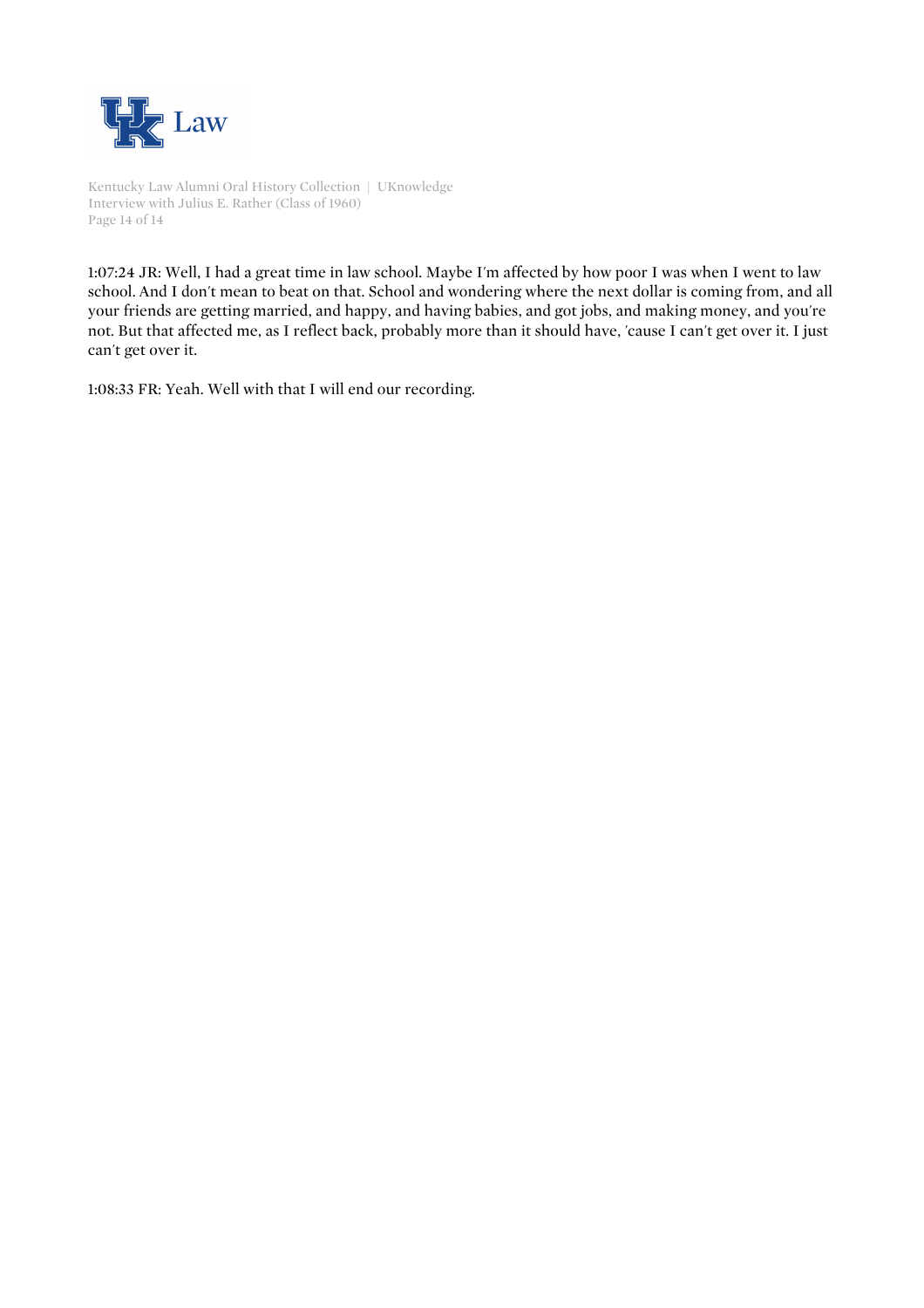1:07:24 JR: Well, I had a great time in law school. Maybe I'm affected by how poor I was when I went to law school. And I don't mean to beat on that. School and wondering where the next dollar is coming from, and all your friends are getting married, and happy, and having babies, and got jobs, and making money, and you're not. But that affected me, as I reflect back, probably more than it should have, 'cause I can't get over it. I just can't get over it.

1:08:33 FR: Yeah. Well with that I will end our recording.